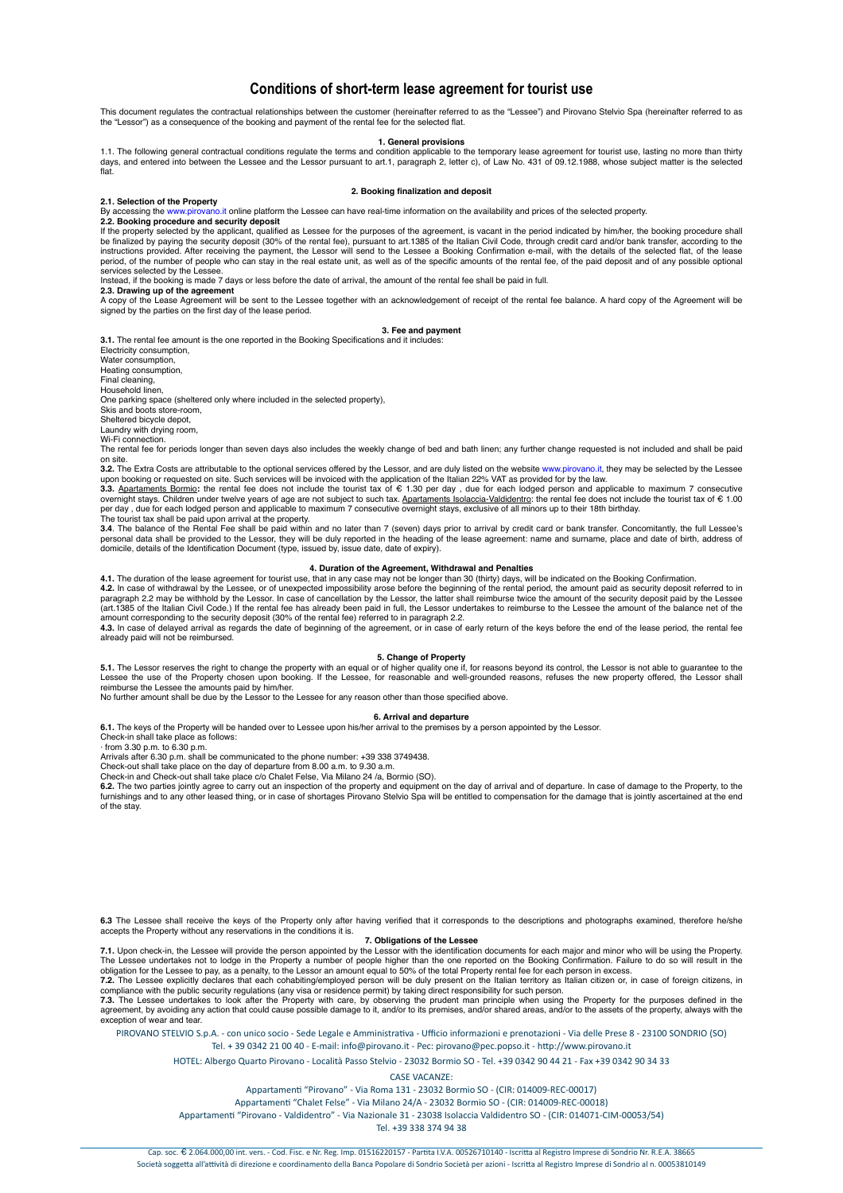# Conditions of short-term lease agreement for tourist use

This document regulates the contractual relationships between the customer (hereinafter referred to as the "Lessee") and Pirovano Stelvio Spa (hereinafter referred to as the "Lessor") as a consequence of the booking and payment of the rental fee for the selected flat.

## 1. General provisions

1.1. The following general contractual conditions regulate the terms and condition applicable to the temporary lease agreement for tourist use, lasting no more than thirty days, and entered into between the Lessee and the Lessor pursuant to art.1, paragraph 2, letter c), of Law No. 431 of 09.12.1988, whose subject matter is the selected flat.

## 2. Booking finalization and deposit

**2.1. Selection of the Property**

By accessing the www.pirovano.it online platform the Lessee can have real-time information on the availability and prices of the selected property.

**2.2. Booking procedure and security deposit**

If the property selected by the applicant, qualified as Lessee for the purposes of the agreement, is vacant in the period indicated by him/her, the booking procedure shall be finalized by paying the security deposit (30% of the rental fee), pursuant to art.1385 of the Italian Civil Code, through credit card and/or bank transfer, according to the instructions provided. After receiving the payment, the Lessor will send to the Lessee a Booking Confirmation e-mail, with the details of the selected flat, of the lease period, of the number of people who can stay in the real estate unit, as well as of the specific amounts of the rental fee, of the paid deposit and of any possible optional services selected by the Lessee.

Instead, if the booking is made 7 days or less before the date of arrival, the amount of the rental fee shall be paid in full.

**2.3. Drawing up of the agreement**

A copy of the Lease Agreement will be sent to the Lessee together with an acknowledgement of receipt of the rental fee balance. A hard copy of the Agreement will be signed by the parties on the first day of the lease period.

## 3. Fee and payment

**3.1.** The rental fee amount is the one reported in the Booking Specifications and it includes:

Electricity consumption,
Water consumption,
Heating consumption,
Final cleaning,
Household linen,
One parking space (sheltered only where included in the selected property),
Skis and boots store-room,
Sheltered bicycle depot,
Laundry with drying room,
Wi-Fi connection.

The rental fee for periods longer than seven days also includes the weekly change of bed and bath linen; any further change requested is not included and shall be paid on site.

**3.2.** The Extra Costs are attributable to the optional services offered by the Lessor, and are duly listed on the website www.pirovano.it, they may be selected by the Lessee upon booking or requested on site. Such services will be invoiced with the application of the Italian 22% VAT as provided for by the law.

**3.3.** Apartments Bormio**:** the rental fee does not include the tourist tax of € 1.30 per day , due for each lodged person and applicable to maximum 7 consecutive overnight stays. Children under twelve years of age are not subject to such tax. Apartaments Isolaccia-Valdidentro: the rental fee does not include the tourist tax of € 1.00 per day , due for each lodged person and applicable to maximum 7 consecutive overnight stays, exclusive of all minors up to their 18th birthday.

The tourist tax shall be paid upon arrival at the property.

**3.4**. The balance of the Rental Fee shall be paid within and no later than 7 (seven) days prior to arrival by credit card or bank transfer. Concomitantly, the full Lessee's personal data shall be provided to the Lessor, they will be duly reported in the heading of the lease agreement: name and surname, place and date of birth, address of domicile, details of the Identification Document (type, issued by, issue date, date of expiry).

## 4. Duration of the Agreement, Withdrawal and Penalties

**4.1.** The duration of the lease agreement for tourist use, that in any case may not be longer than 30 (thirty) days, will be indicated on the Booking Confirmation.

**4.2.** In case of withdrawal by the Lessee, or of unexpected impossibility arose before the beginning of the rental period, the amount paid as security deposit referred to in paragraph 2.2 may be withhold by the Lessor. In case of cancellation by the Lessor, the latter shall reimburse twice the amount of the security deposit paid by the Lessee (art.1385 of the Italian Civil Code.) If the rental fee has already been paid in full, the Lessor undertakes to reimburse to the Lessee the amount of the balance net of the amount corresponding to the security deposit (30% of the rental fee) referred to in paragraph 2.2.

**4.3.** In case of delayed arrival as regards the date of beginning of the agreement, or in case of early return of the keys before the end of the lease period, the rental fee already paid will not be reimbursed.

## 5. Change of Property

**5.1.** The Lessor reserves the right to change the property with an equal or of higher quality one if, for reasons beyond its control, the Lessor is not able to guarantee to the Lessee the use of the Property chosen upon booking. If the Lessee, for reasonable and well-grounded reasons, refuses the new property offered, the Lessor shall reimburse the Lessee the amounts paid by him/her.

No further amount shall be due by the Lessor to the Lessee for any reason other than those specified above.

## 6. Arrival and departure

**6.1.** The keys of the Property will be handed over to Lessee upon his/her arrival to the premises by a person appointed by the Lessor.

Check-in shall take place as follows:

· from 3.30 p.m. to 6.30 p.m.

Arrivals after 6.30 p.m. shall be communicated to the phone number: +39 338 3749438.

Check-out shall take place on the day of departure from 8.00 a.m. to 9.30 a.m.

Check-in and Check-out shall take place c/o Chalet Felse, Via Milano 24 /a, Bormio (SO).

**6.2.** The two parties jointly agree to carry out an inspection of the property and equipment on the day of arrival and of departure. In case of damage to the Property, to the furnishings and to any other leased thing, or in case of shortages Pirovano Stelvio Spa will be entitled to compensation for the damage that is jointly ascertained at the end of the stay.

**6.3** The Lessee shall receive the keys of the Property only after having verified that it corresponds to the descriptions and photographs examined, therefore he/she accepts the Property without any reservations in the conditions it is.

## 7. Obligations of the Lessee

**7.1.** Upon check-in, the Lessee will provide the person appointed by the Lessor with the identification documents for each major and minor who will be using the Property. The Lessee undertakes not to lodge in the Property a number of people higher than the one reported on the Booking Confirmation. Failure to do so will result in the obligation for the Lessee to pay, as a penalty, to the Lessor an amount equal to 50% of the total Property rental fee for each person in excess.

**7.2.** The Lessee explicitly declares that each cohabiting/employed person will be duly present on the Italian territory as Italian citizen or, in case of foreign citizens, in compliance with the public security regulations (any visa or residence permit) by taking direct responsibility for such person.

**7.3.** The Lessee undertakes to look after the Property with care, by observing the prudent man principle when using the Property for the purposes defined in the agreement, by avoiding any action that could cause possible damage to it, and/or to its premises, and/or shared areas, and/or to the assets of the property, always with the exception of wear and tear.

PIROVANO STELVIO S.p.A. - con unico socio - Sede Legale e Amministrativa - Ufficio informazioni e prenotazioni - Via delle Prese 8 - 23100 SONDRIO (SO)
Tel. + 39 0342 21 00 40 - E-mail: info@pirovano.it - Pec: pirovano@pec.popso.it - http://www.pirovano.it

HOTEL: Albergo Quarto Pirovano - Località Passo Stelvio - 23032 Bormio SO - Tel. +39 0342 90 44 21 - Fax +39 0342 90 34 33

CASE VACANZE:

Appartamenti "Pirovano" - Via Roma 131 - 23032 Bormio SO - (CIR: 014009-REC-00017)

Appartamenti "Chalet Felse" - Via Milano 24/A - 23032 Bormio SO - (CIR: 014009-REC-00018)

Appartamenti "Pirovano - Valdidentro" - Via Nazionale 31 - 23038 Isolaccia Valdidentro SO - (CIR: 014071-CIM-00053/54)

Tel. +39 338 374 94 38

Cap. soc. € 2.064.000,00 int. vers. - Cod. Fisc. e Nr. Reg. Imp. 01516220157 - Partita I.V.A. 00526710140 - Iscritta al Registro Imprese di Sondrio Nr. R.E.A. 38665
Società soggetta all'attività di direzione e coordinamento della Banca Popolare di Sondrio Società per azioni - Iscritta al Registro Imprese di Sondrio al n. 00053810149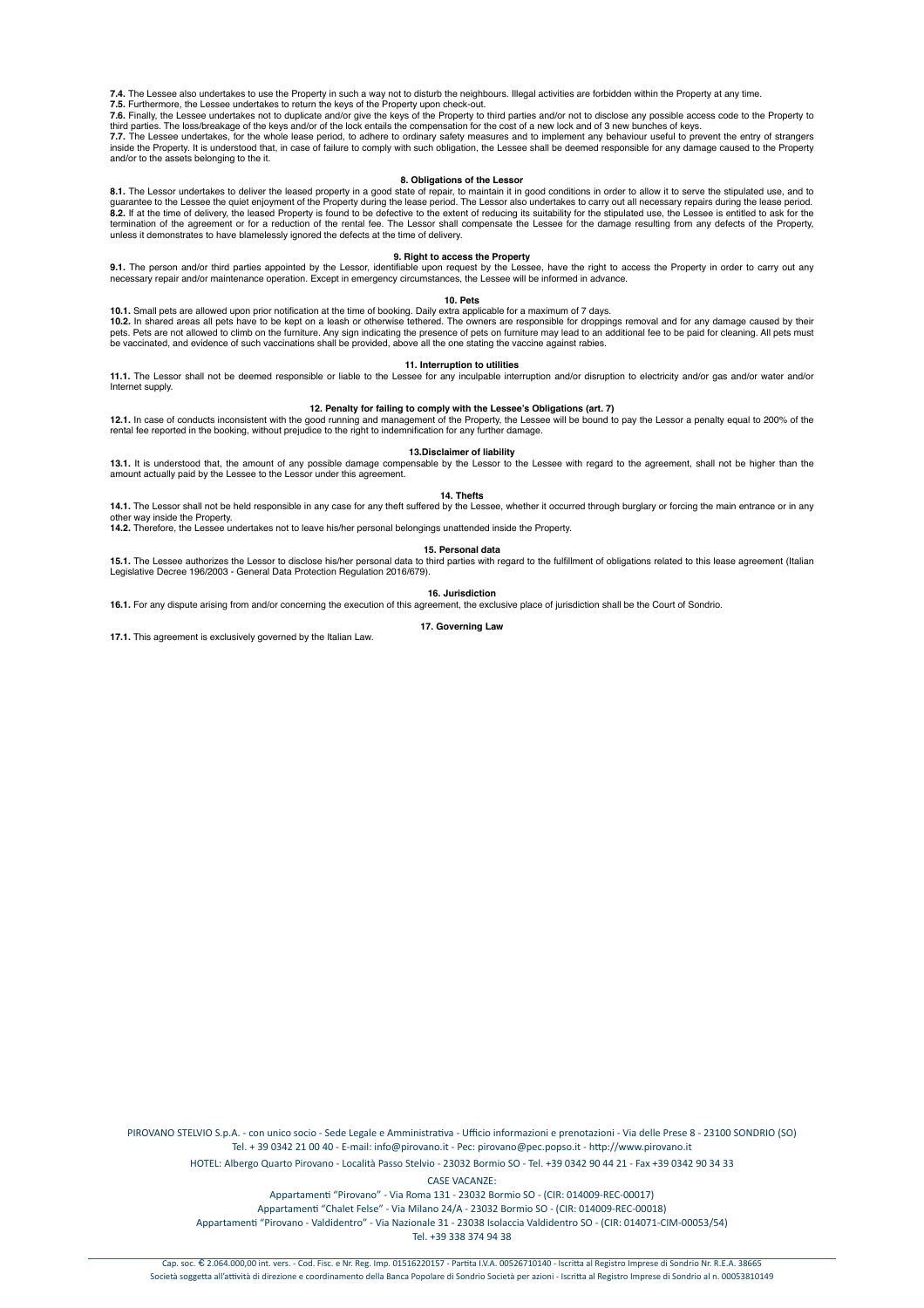**7.4.** The Lessee also undertakes to use the Property in such a way not to disturb the neighbours. Illegal activities are forbidden within the Property at any time.

**7.5.** Furthermore, the Lessee undertakes to return the keys of the Property upon check-out.

**7.6.** Finally, the Lessee undertakes not to duplicate and/or give the keys of the Property to third parties and/or not to disclose any possible access code to the Property to third parties. The loss/breakage of the keys and/or of the lock entails the compensation for the cost of a new lock and of 3 new bunches of keys.

**7.7.** The Lessee undertakes, for the whole lease period, to adhere to ordinary safety measures and to implement any behaviour useful to prevent the entry of strangers inside the Property. It is understood that, in case of failure to comply with such obligation, the Lessee shall be deemed responsible for any damage caused to the Property and/or to the assets belonging to the it.

### 8. Obligations of the Lessor

**8.1.** The Lessor undertakes to deliver the leased property in a good state of repair, to maintain it in good conditions in order to allow it to serve the stipulated use, and to guarantee to the Lessee the quiet enjoyment of the Property during the lease period. The Lessor also undertakes to carry out all necessary repairs during the lease period.

**8.2.** If at the time of delivery, the leased Property is found to be defective to the extent of reducing its suitability for the stipulated use, the Lessee is entitled to ask for the termination of the agreement or for a reduction of the rental fee. The Lessor shall compensate the Lessee for the damage resulting from any defects of the Property, unless it demonstrates to have blamelessly ignored the defects at the time of delivery.

### 9. Right to access the Property

**9.1.** The person and/or third parties appointed by the Lessor, identifiable upon request by the Lessee, have the right to access the Property in order to carry out any necessary repair and/or maintenance operation. Except in emergency circumstances, the Lessee will be informed in advance.

### 10. Pets

**10.1.** Small pets are allowed upon prior notification at the time of booking. Daily extra applicable for a maximum of 7 days.

**10.2.** In shared areas all pets have to be kept on a leash or otherwise tethered. The owners are responsible for droppings removal and for any damage caused by their pets. Pets are not allowed to climb on the furniture. Any sign indicating the presence of pets on furniture may lead to an additional fee to be paid for cleaning. All pets must be vaccinated, and evidence of such vaccinations shall be provided, above all the one stating the vaccine against rabies.

### 11. Interruption to utilities

**11.1.** The Lessor shall not be deemed responsible or liable to the Lessee for any inculpable interruption and/or disruption to electricity and/or gas and/or water and/or Internet supply.

### 12. Penalty for failing to comply with the Lessee's Obligations (art. 7)

**12.1.** In case of conducts inconsistent with the good running and management of the Property, the Lessee will be bound to pay the Lessor a penalty equal to 200% of the rental fee reported in the booking, without prejudice to the right to indemnification for any further damage.

### 13.Disclaimer of liability

**13.1.** It is understood that, the amount of any possible damage compensable by the Lessor to the Lessee with regard to the agreement, shall not be higher than the amount actually paid by the Lessee to the Lessor under this agreement.

### 14. Thefts

**14.1.** The Lessor shall not be held responsible in any case for any theft suffered by the Lessee, whether it occurred through burglary or forcing the main entrance or in any other way inside the Property.

**14.2.** Therefore, the Lessee undertakes not to leave his/her personal belongings unattended inside the Property.

### 15. Personal data

**15.1.** The Lessee authorizes the Lessor to disclose his/her personal data to third parties with regard to the fulfillment of obligations related to this lease agreement (Italian Legislative Decree 196/2003 - General Data Protection Regulation 2016/679).

### 16. Jurisdiction

**16.1.** For any dispute arising from and/or concerning the execution of this agreement, the exclusive place of jurisdiction shall be the Court of Sondrio.

### 17. Governing Law

**17.1.** This agreement is exclusively governed by the Italian Law.

PIROVANO STELVIO S.p.A. - con unico socio - Sede Legale e Amministrativa - Ufficio informazioni e prenotazioni - Via delle Prese 8 - 23100 SONDRIO (SO)
Tel. + 39 0342 21 00 40 - E-mail: info@pirovano.it - Pec: pirovano@pec.popso.it - http://www.pirovano.it

HOTEL: Albergo Quarto Pirovano - Località Passo Stelvio - 23032 Bormio SO - Tel. +39 0342 90 44 21 - Fax +39 0342 90 34 33

CASE VACANZE:

Appartamenti "Pirovano" - Via Roma 131 - 23032 Bormio SO - (CIR: 014009-REC-00017)

Appartamenti "Chalet Felse" - Via Milano 24/A - 23032 Bormio SO - (CIR: 014009-REC-00018)

Appartamenti "Pirovano - Valdidentro" - Via Nazionale 31 - 23038 Isolaccia Valdidentro SO - (CIR: 014071-CIM-00053/54)

Tel. +39 338 374 94 38

Cap. soc. € 2.064.000,00 int. vers. - Cod. Fisc. e Nr. Reg. Imp. 01516220157 - Partita I.V.A. 00526710140 - Iscritta al Registro Imprese di Sondrio Nr. R.E.A. 38665
Società soggetta all'attività di direzione e coordinamento della Banca Popolare di Sondrio Società per azioni - Iscritta al Registro Imprese di Sondrio al n. 00053810149